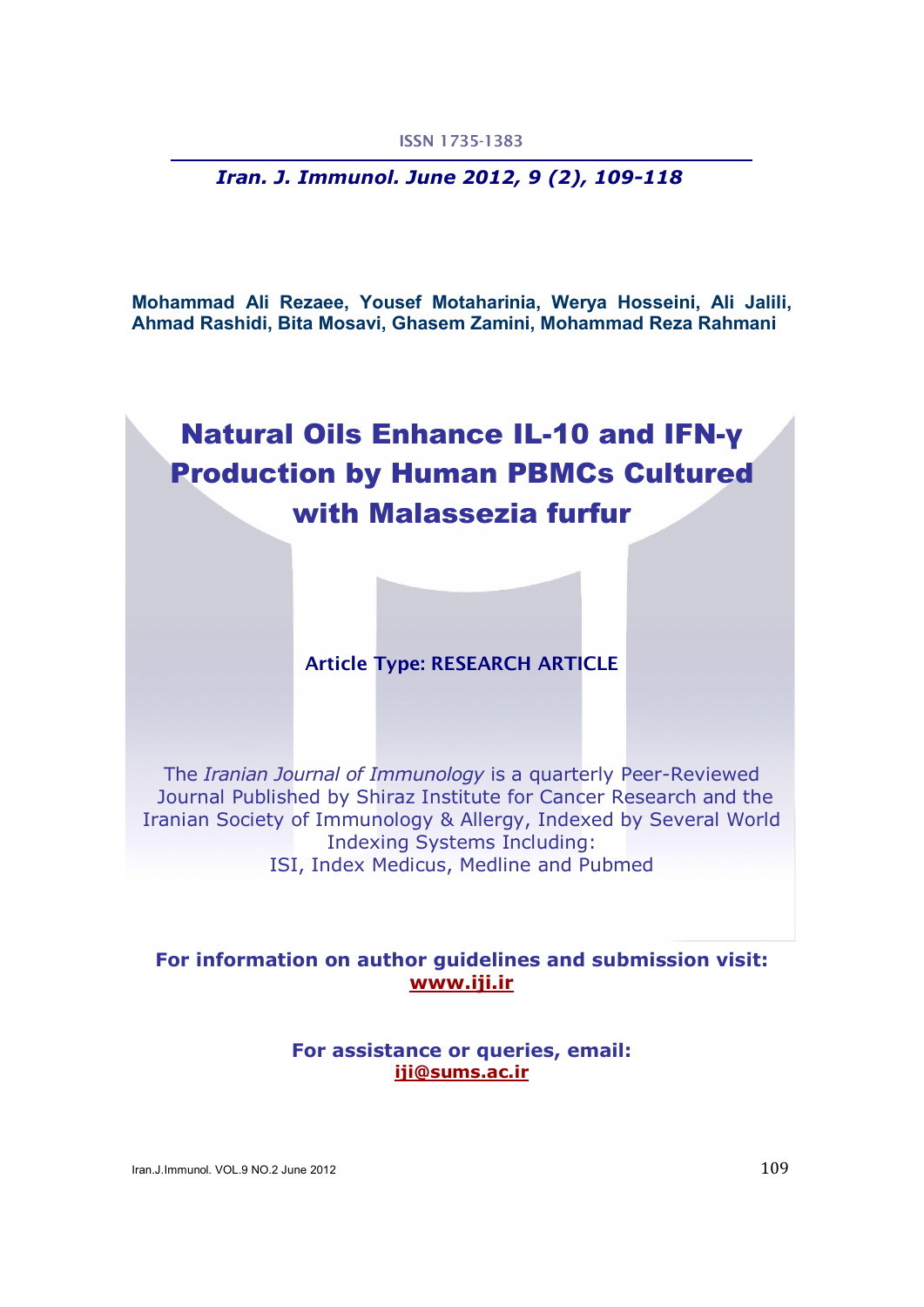ISSN 1735-1383

*Iran. J. Immunol. June 2012, 9 (2), 109-118*

**Mohammad Ali Rezaee, Yousef Motaharinia, Werya Hosseini, Ali Jalili, Ahmad Rashidi, Bita Mosavi, Ghasem Zamini, Mohammad Reza Rahmani**

# Natural Oils Enhance IL-10 and IFN-γ Production by Human PBMCs Cultured with Malassezia furfur

**Article Type: RESEARCH ARTICLE**

The *Iranian Journal of Immunology* is a quarterly Peer-Reviewed Journal Published by Shiraz Institute for Cancer Research and the Iranian Society of Immunology & Allergy, Indexed by Several World Indexing Systems Including: ISI, Index Medicus, Medline and Pubmed

**For information on author guidelines and submission visit:**
**www.iji.ir**

**For assistance or queries, email:**
**iji@sums.ac.ir**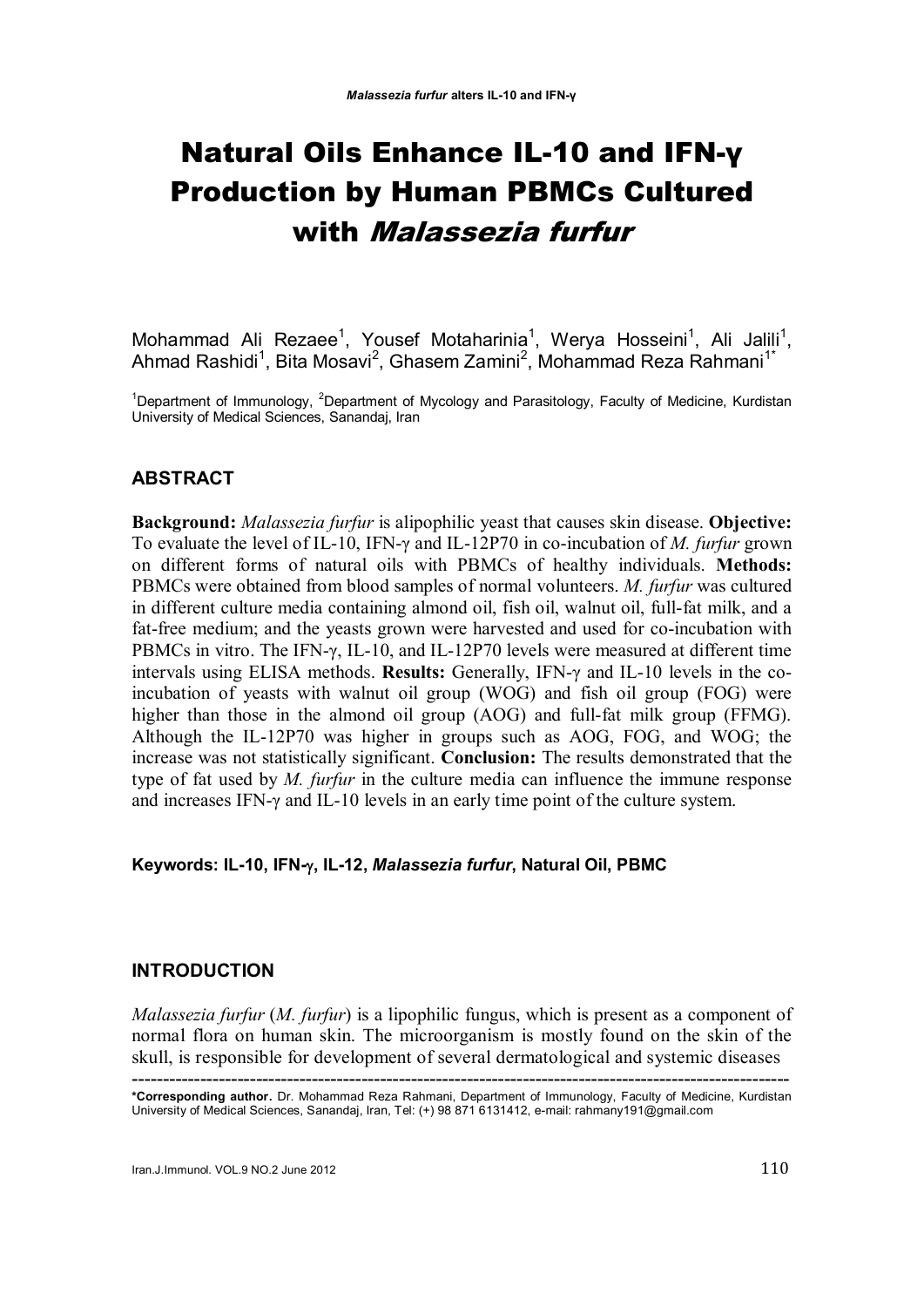# Natural Oils Enhance IL-10 and IFN-γ Production by Human PBMCs Cultured with *Malassezia furfur*

Mohammad Ali Rezaee[1], Yousef Motaharinia[1], Werya Hosseini[1], Ali Jalili[1], Ahmad Rashidi[1], Bita Mosavi[2], Ghasem Zamini[2], Mohammad Reza Rahmani[1*]

[1]Department of Immunology, [2]Department of Mycology and Parasitology, Faculty of Medicine, Kurdistan University of Medical Sciences, Sanandaj, Iran

## ABSTRACT

**Background:** *Malassezia furfur* is alipophilic yeast that causes skin disease. **Objective:** To evaluate the level of IL-10, IFN-γ and IL-12P70 in co-incubation of *M. furfur* grown on different forms of natural oils with PBMCs of healthy individuals. **Methods:** PBMCs were obtained from blood samples of normal volunteers. *M. furfur* was cultured in different culture media containing almond oil, fish oil, walnut oil, full-fat milk, and a fat-free medium; and the yeasts grown were harvested and used for co-incubation with PBMCs in vitro. The IFN-γ, IL-10, and IL-12P70 levels were measured at different time intervals using ELISA methods. **Results:** Generally, IFN-γ and IL-10 levels in the co-incubation of yeasts with walnut oil group (WOG) and fish oil group (FOG) were higher than those in the almond oil group (AOG) and full-fat milk group (FFMG). Although the IL-12P70 was higher in groups such as AOG, FOG, and WOG; the increase was not statistically significant. **Conclusion:** The results demonstrated that the type of fat used by *M. furfur* in the culture media can influence the immune response and increases IFN-γ and IL-10 levels in an early time point of the culture system.

**Keywords: IL-10, IFN-γ, IL-12, *Malassezia furfur*, Natural Oil, PBMC**

## INTRODUCTION

*Malassezia furfur* (*M. furfur*) is a lipophilic fungus, which is present as a component of normal flora on human skin. The microorganism is mostly found on the skin of the skull, is responsible for development of several dermatological and systemic diseases

---

**\*Corresponding author.** Dr. Mohammad Reza Rahmani, Department of Immunology, Faculty of Medicine, Kurdistan University of Medical Sciences, Sanandaj, Iran, Tel: (+) 98 871 6131412, e-mail: rahmany191@gmail.com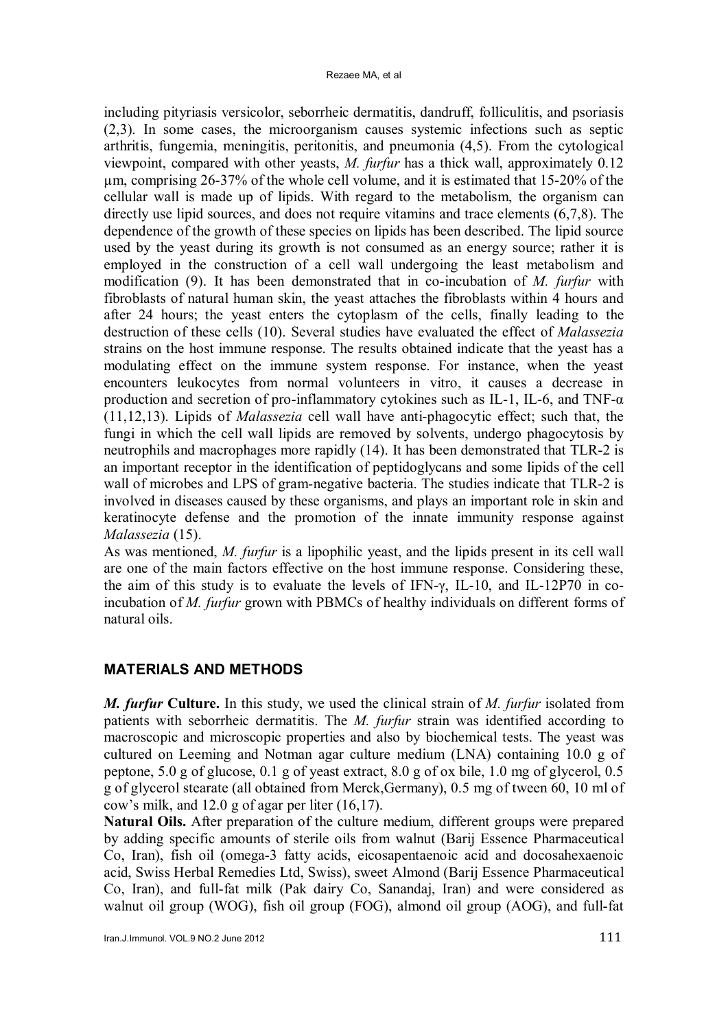including pityriasis versicolor, seborrheic dermatitis, dandruff, folliculitis, and psoriasis (2,3). In some cases, the microorganism causes systemic infections such as septic arthritis, fungemia, meningitis, peritonitis, and pneumonia (4,5). From the cytological viewpoint, compared with other yeasts, *M. furfur* has a thick wall, approximately 0.12 µm, comprising 26-37% of the whole cell volume, and it is estimated that 15-20% of the cellular wall is made up of lipids. With regard to the metabolism, the organism can directly use lipid sources, and does not require vitamins and trace elements (6,7,8). The dependence of the growth of these species on lipids has been described. The lipid source used by the yeast during its growth is not consumed as an energy source; rather it is employed in the construction of a cell wall undergoing the least metabolism and modification (9). It has been demonstrated that in co-incubation of *M. furfur* with fibroblasts of natural human skin, the yeast attaches the fibroblasts within 4 hours and after 24 hours; the yeast enters the cytoplasm of the cells, finally leading to the destruction of these cells (10). Several studies have evaluated the effect of *Malassezia* strains on the host immune response. The results obtained indicate that the yeast has a modulating effect on the immune system response. For instance, when the yeast encounters leukocytes from normal volunteers in vitro, it causes a decrease in production and secretion of pro-inflammatory cytokines such as IL-1, IL-6, and TNF-α (11,12,13). Lipids of *Malassezia* cell wall have anti-phagocytic effect; such that, the fungi in which the cell wall lipids are removed by solvents, undergo phagocytosis by neutrophils and macrophages more rapidly (14). It has been demonstrated that TLR-2 is an important receptor in the identification of peptidoglycans and some lipids of the cell wall of microbes and LPS of gram-negative bacteria. The studies indicate that TLR-2 is involved in diseases caused by these organisms, and plays an important role in skin and keratinocyte defense and the promotion of the innate immunity response against *Malassezia* (15).

As was mentioned, *M. furfur* is a lipophilic yeast, and the lipids present in its cell wall are one of the main factors effective on the host immune response. Considering these, the aim of this study is to evaluate the levels of IFN-γ, IL-10, and IL-12P70 in co-incubation of *M. furfur* grown with PBMCs of healthy individuals on different forms of natural oils.

## MATERIALS AND METHODS

***M. furfur* Culture.** In this study, we used the clinical strain of *M. furfur* isolated from patients with seborrheic dermatitis. The *M. furfur* strain was identified according to macroscopic and microscopic properties and also by biochemical tests. The yeast was cultured on Leeming and Notman agar culture medium (LNA) containing 10.0 g of peptone, 5.0 g of glucose, 0.1 g of yeast extract, 8.0 g of ox bile, 1.0 mg of glycerol, 0.5 g of glycerol stearate (all obtained from Merck,Germany), 0.5 mg of tween 60, 10 ml of cow's milk, and 12.0 g of agar per liter (16,17).

**Natural Oils.** After preparation of the culture medium, different groups were prepared by adding specific amounts of sterile oils from walnut (Barij Essence Pharmaceutical Co, Iran), fish oil (omega-3 fatty acids, eicosapentaenoic acid and docosahexaenoic acid, Swiss Herbal Remedies Ltd, Swiss), sweet Almond (Barij Essence Pharmaceutical Co, Iran), and full-fat milk (Pak dairy Co, Sanandaj, Iran) and were considered as walnut oil group (WOG), fish oil group (FOG), almond oil group (AOG), and full-fat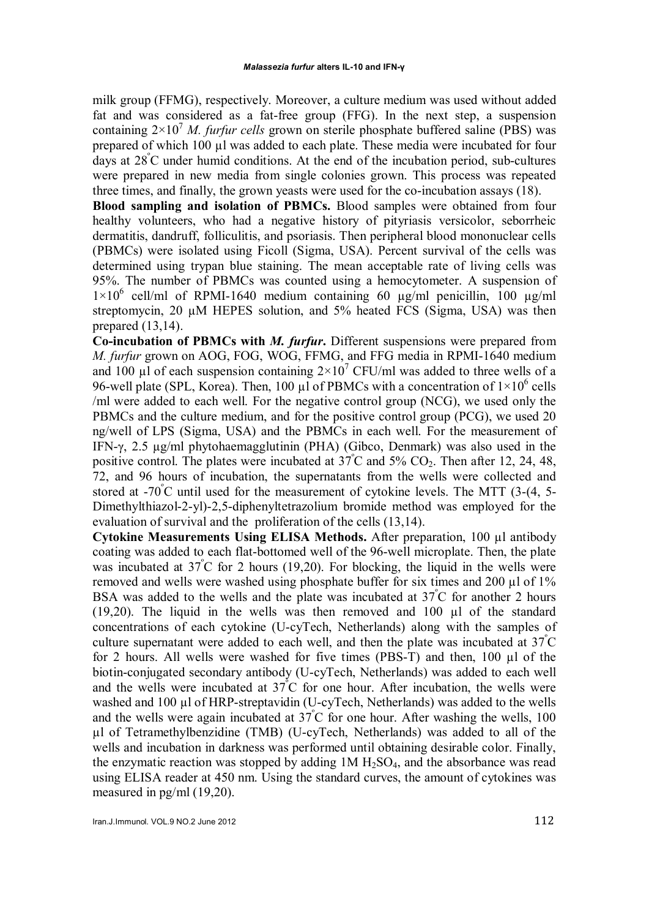milk group (FFMG), respectively. Moreover, a culture medium was used without added fat and was considered as a fat-free group (FFG). In the next step, a suspension containing $2\times10^7$ *M. furfur cells* grown on sterile phosphate buffered saline (PBS) was prepared of which 100 µl was added to each plate. These media were incubated for four days at 28°C under humid conditions. At the end of the incubation period, sub-cultures were prepared in new media from single colonies grown. This process was repeated three times, and finally, the grown yeasts were used for the co-incubation assays (18).

**Blood sampling and isolation of PBMCs.** Blood samples were obtained from four healthy volunteers, who had a negative history of pityriasis versicolor, seborrheic dermatitis, dandruff, folliculitis, and psoriasis. Then peripheral blood mononuclear cells (PBMCs) were isolated using Ficoll (Sigma, USA). Percent survival of the cells was determined using trypan blue staining. The mean acceptable rate of living cells was 95%. The number of PBMCs was counted using a hemocytometer. A suspension of $1\times10^6$ cell/ml of RPMI-1640 medium containing 60 µg/ml penicillin, 100 µg/ml streptomycin, 20 µM HEPES solution, and 5% heated FCS (Sigma, USA) was then prepared (13,14).

**Co-incubation of PBMCs with *M. furfur*.** Different suspensions were prepared from *M. furfur* grown on AOG, FOG, WOG, FFMG, and FFG media in RPMI-1640 medium and 100 µl of each suspension containing $2\times10^7$ CFU/ml was added to three wells of a 96-well plate (SPL, Korea). Then, 100 µl of PBMCs with a concentration of $1\times10^6$ cells /ml were added to each well. For the negative control group (NCG), we used only the PBMCs and the culture medium, and for the positive control group (PCG), we used 20 ng/well of LPS (Sigma, USA) and the PBMCs in each well. For the measurement of IFN-γ, 2.5 µg/ml phytohaemagglutinin (PHA) (Gibco, Denmark) was also used in the positive control. The plates were incubated at 37°C and 5% $CO_2$. Then after 12, 24, 48, 72, and 96 hours of incubation, the supernatants from the wells were collected and stored at -70°C until used for the measurement of cytokine levels. The MTT (3-(4, 5-Dimethylthiazol-2-yl)-2,5-diphenyltetrazolium bromide method was employed for the evaluation of survival and the proliferation of the cells (13,14).

**Cytokine Measurements Using ELISA Methods.** After preparation, 100 µl antibody coating was added to each flat-bottomed well of the 96-well microplate. Then, the plate was incubated at 37°C for 2 hours (19,20). For blocking, the liquid in the wells were removed and wells were washed using phosphate buffer for six times and 200 µl of 1% BSA was added to the wells and the plate was incubated at 37°C for another 2 hours (19,20). The liquid in the wells was then removed and 100 µl of the standard concentrations of each cytokine (U-cyTech, Netherlands) along with the samples of culture supernatant were added to each well, and then the plate was incubated at 37°C for 2 hours. All wells were washed for five times (PBS-T) and then, 100 µl of the biotin-conjugated secondary antibody (U-cyTech, Netherlands) was added to each well and the wells were incubated at 37°C for one hour. After incubation, the wells were washed and 100 µl of HRP-streptavidin (U-cyTech, Netherlands) was added to the wells and the wells were again incubated at 37°C for one hour. After washing the wells, 100 µl of Tetramethylbenzidine (TMB) (U-cyTech, Netherlands) was added to all of the wells and incubation in darkness was performed until obtaining desirable color. Finally, the enzymatic reaction was stopped by adding 1M $H_2SO_4$, and the absorbance was read using ELISA reader at 450 nm. Using the standard curves, the amount of cytokines was measured in pg/ml (19,20).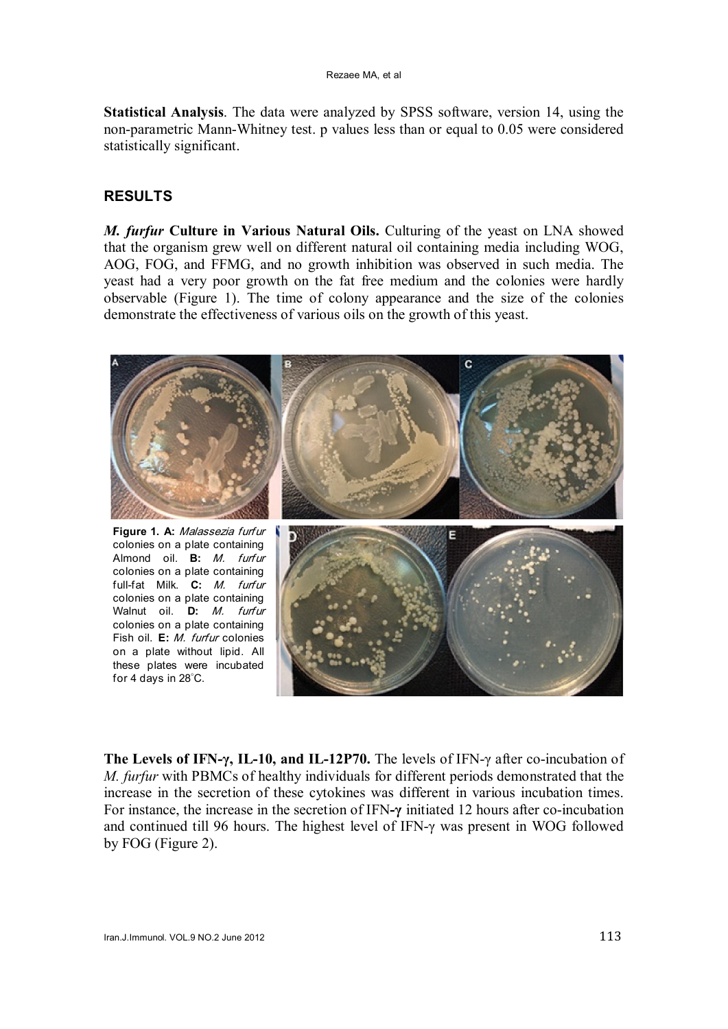**Statistical Analysis**. The data were analyzed by SPSS software, version 14, using the non-parametric Mann-Whitney test. p values less than or equal to 0.05 were considered statistically significant.

## RESULTS

***M. furfur*** **Culture in Various Natural Oils.** Culturing of the yeast on LNA showed that the organism grew well on different natural oil containing media including WOG, AOG, FOG, and FFMG, and no growth inhibition was observed in such media. The yeast had a very poor growth on the fat free medium and the colonies were hardly observable (Figure 1). The time of colony appearance and the size of the colonies demonstrate the effectiveness of various oils on the growth of this yeast.

**Figure 1. A:** *Malassezia furfur* colonies on a plate containing Almond oil. **B:** *M. furfur* colonies on a plate containing full-fat Milk. **C:** *M. furfur* colonies on a plate containing Walnut oil. **D:** *M. furfur* colonies on a plate containing Fish oil. **E:** *M. furfur* colonies on a plate without lipid. All these plates were incubated for 4 days in 28°C.

**The Levels of IFN-γ, IL-10, and IL-12P70.** The levels of IFN-γ after co-incubation of *M. furfur* with PBMCs of healthy individuals for different periods demonstrated that the increase in the secretion of these cytokines was different in various incubation times. For instance, the increase in the secretion of IFN-**γ** initiated 12 hours after co-incubation and continued till 96 hours. The highest level of IFN-γ was present in WOG followed by FOG (Figure 2).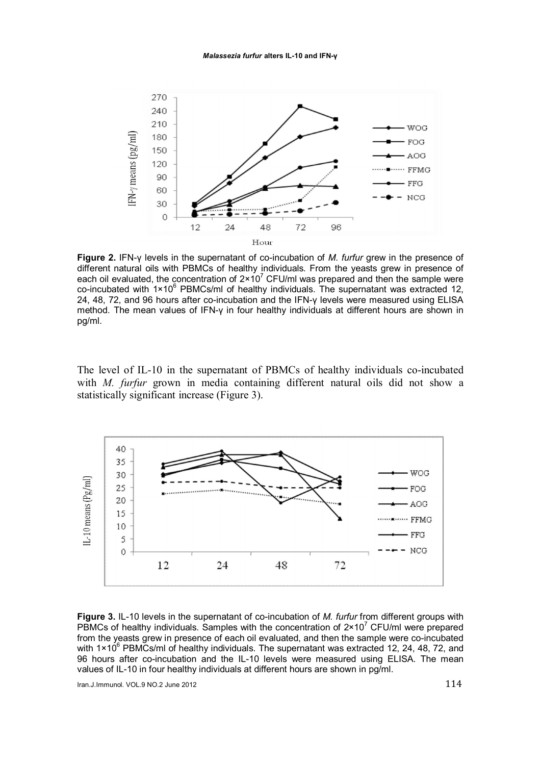**Figure 2.** IFN-γ levels in the supernatant of co-incubation of *M. furfur* grew in the presence of different natural oils with PBMCs of healthy individuals. From the yeasts grew in presence of each oil evaluated, the concentration of $2\times10^7$ CFU/ml was prepared and then the sample were co-incubated with $1\times10^6$ PBMCs/ml of healthy individuals. The supernatant was extracted 12, 24, 48, 72, and 96 hours after co-incubation and the IFN-γ levels were measured using ELISA method. The mean values of IFN-γ in four healthy individuals at different hours are shown in pg/ml.

The level of IL-10 in the supernatant of PBMCs of healthy individuals co-incubated with *M. furfur* grown in media containing different natural oils did not show a statistically significant increase (Figure 3).

**Figure 3.** IL-10 levels in the supernatant of co-incubation of *M. furfur* from different groups with PBMCs of healthy individuals. Samples with the concentration of $2\times10^7$ CFU/ml were prepared from the yeasts grew in presence of each oil evaluated, and then the sample were co-incubated with $1\times10^6$ PBMCs/ml of healthy individuals. The supernatant was extracted 12, 24, 48, 72, and 96 hours after co-incubation and the IL-10 levels were measured using ELISA. The mean values of IL-10 in four healthy individuals at different hours are shown in pg/ml.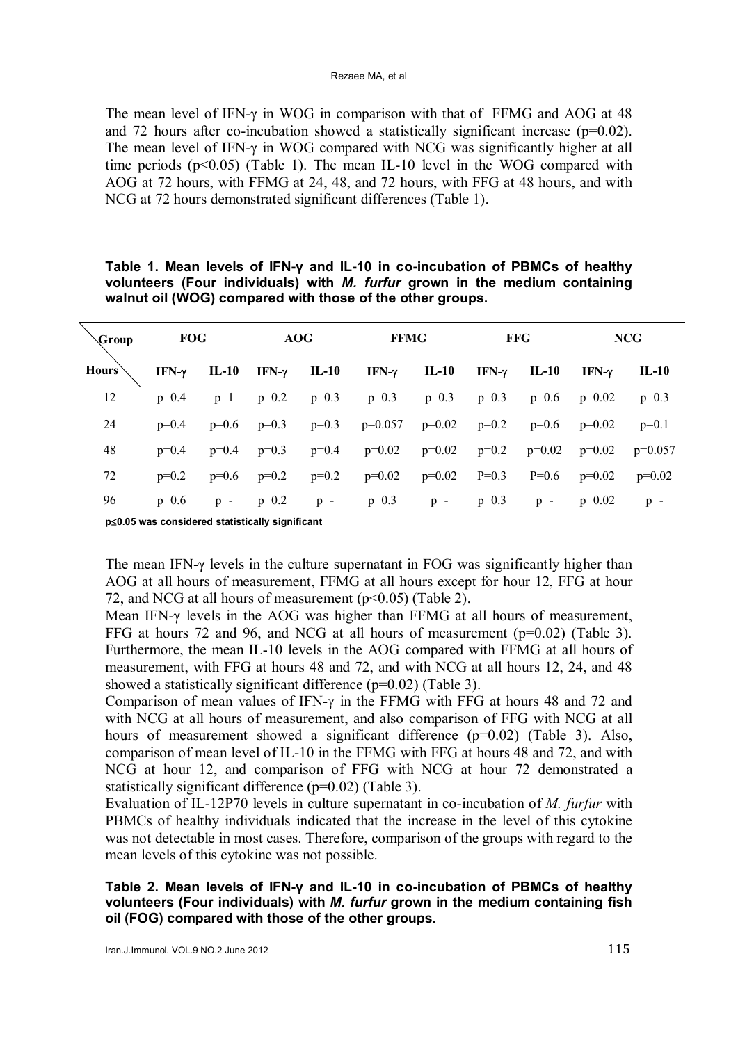The mean level of IFN-γ in WOG in comparison with that of FFMG and AOG at 48 and 72 hours after co-incubation showed a statistically significant increase ($p=0.02$). The mean level of IFN-γ in WOG compared with NCG was significantly higher at all time periods ($p<0.05$) (Table 1). The mean IL-10 level in the WOG compared with AOG at 72 hours, with FFMG at 24, 48, and 72 hours, with FFG at 48 hours, and with NCG at 72 hours demonstrated significant differences (Table 1).

**Table 1. Mean levels of IFN-γ and IL-10 in co-incubation of PBMCs of healthy volunteers (Four individuals) with *M. furfur* grown in the medium containing walnut oil (WOG) compared with those of the other groups.**

| Group / Hours | FOG | | AOG | | FFMG | | FFG | | NCG | |
|---|---|---|---|---|---|---|---|---|---|---|
| | IFN-γ | IL-10 | IFN-γ | IL-10 | IFN-γ | IL-10 | IFN-γ | IL-10 | IFN-γ | IL-10 |
| 12 | p=0.4 | p=1 | p=0.2 | p=0.3 | p=0.3 | p=0.3 | p=0.3 | p=0.6 | p=0.02 | p=0.3 |
| 24 | p=0.4 | p=0.6 | p=0.3 | p=0.3 | p=0.057 | p=0.02 | p=0.2 | p=0.6 | p=0.02 | p=0.1 |
| 48 | p=0.4 | p=0.4 | p=0.3 | p=0.4 | p=0.02 | p=0.02 | p=0.2 | p=0.02 | p=0.02 | p=0.057 |
| 72 | p=0.2 | p=0.6 | p=0.2 | p=0.2 | p=0.02 | p=0.02 | P=0.3 | P=0.6 | p=0.02 | p=0.02 |
| 96 | p=0.6 | p=- | p=0.2 | p=- | p=0.3 | p=- | p=0.3 | p=- | p=0.02 | p=- |

**$p\leq0.05$ was considered statistically significant**

The mean IFN-γ levels in the culture supernatant in FOG was significantly higher than AOG at all hours of measurement, FFMG at all hours except for hour 12, FFG at hour 72, and NCG at all hours of measurement ($p<0.05$) (Table 2).

Mean IFN-γ levels in the AOG was higher than FFMG at all hours of measurement, FFG at hours 72 and 96, and NCG at all hours of measurement ($p=0.02$) (Table 3). Furthermore, the mean IL-10 levels in the AOG compared with FFMG at all hours of measurement, with FFG at hours 48 and 72, and with NCG at all hours 12, 24, and 48 showed a statistically significant difference ($p=0.02$) (Table 3).

Comparison of mean values of IFN-γ in the FFMG with FFG at hours 48 and 72 and with NCG at all hours of measurement, and also comparison of FFG with NCG at all hours of measurement showed a significant difference ($p=0.02$) (Table 3). Also, comparison of mean level of IL-10 in the FFMG with FFG at hours 48 and 72, and with NCG at hour 12, and comparison of FFG with NCG at hour 72 demonstrated a statistically significant difference ($p=0.02$) (Table 3).

Evaluation of IL-12P70 levels in culture supernatant in co-incubation of *M. furfur* with PBMCs of healthy individuals indicated that the increase in the level of this cytokine was not detectable in most cases. Therefore, comparison of the groups with regard to the mean levels of this cytokine was not possible.

**Table 2. Mean levels of IFN-γ and IL-10 in co-incubation of PBMCs of healthy volunteers (Four individuals) with *M. furfur* grown in the medium containing fish oil (FOG) compared with those of the other groups.**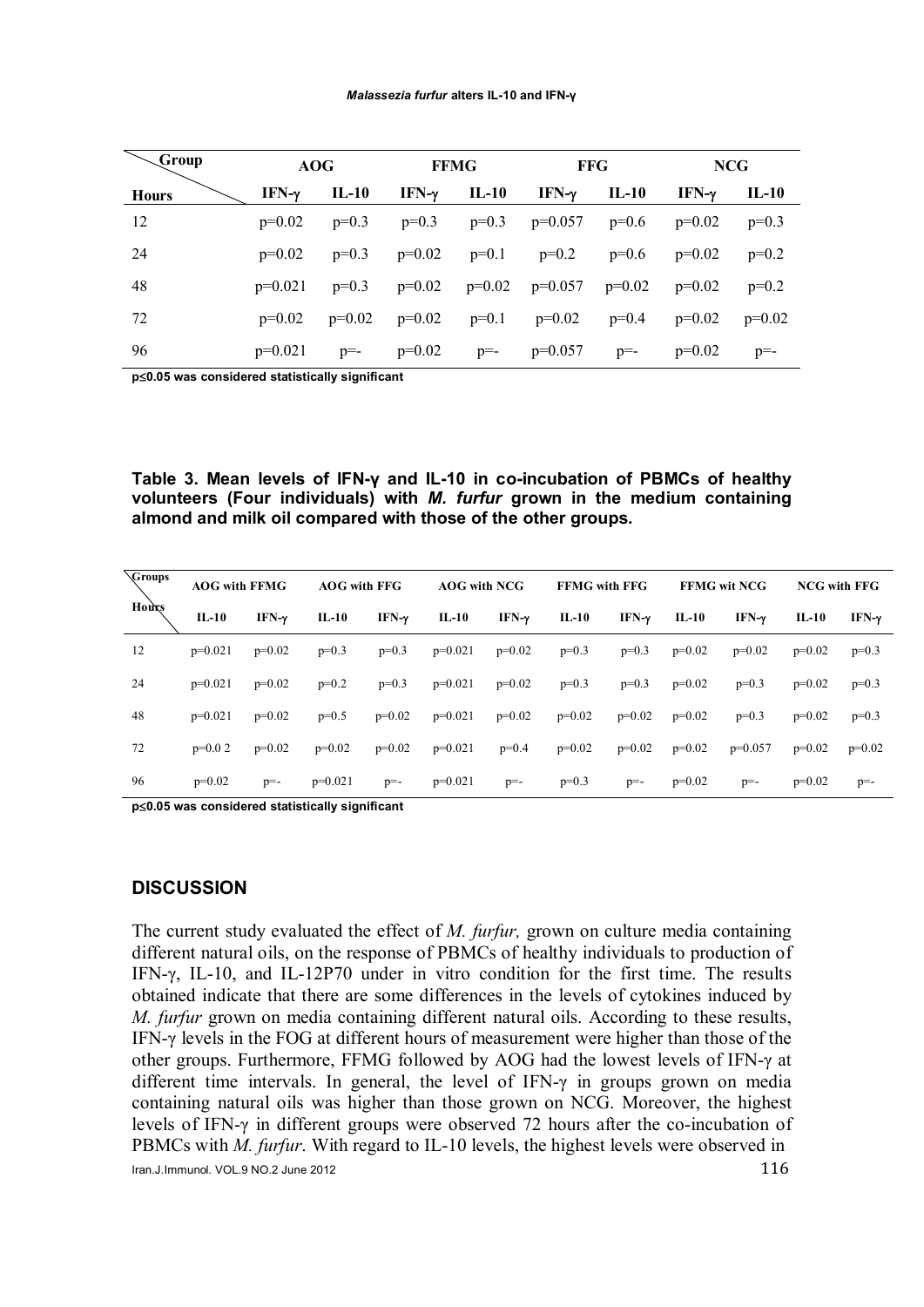| Group / Hours | AOG | | FFMG | | FFG | | NCG | |
|---|---|---|---|---|---|---|---|---|
| | IFN-γ | IL-10 | IFN-γ | IL-10 | IFN-γ | IL-10 | IFN-γ | IL-10 |
| 12 | p=0.02 | p=0.3 | p=0.3 | p=0.3 | p=0.057 | p=0.6 | p=0.02 | p=0.3 |
| 24 | p=0.02 | p=0.3 | p=0.02 | p=0.1 | p=0.2 | p=0.6 | p=0.02 | p=0.2 |
| 48 | p=0.021 | p=0.3 | p=0.02 | p=0.02 | p=0.057 | p=0.02 | p=0.02 | p=0.2 |
| 72 | p=0.02 | p=0.02 | p=0.02 | p=0.1 | p=0.02 | p=0.4 | p=0.02 | p=0.02 |
| 96 | p=0.021 | p=- | p=0.02 | p=- | p=0.057 | p=- | p=0.02 | p=- |

**p≤0.05 was considered statistically significant**

**Table 3. Mean levels of IFN-γ and IL-10 in co-incubation of PBMCs of healthy volunteers (Four individuals) with *M. furfur* grown in the medium containing almond and milk oil compared with those of the other groups.**

| Groups / Hours | AOG with FFMG | | AOG with FFG | | AOG with NCG | | FFMG with FFG | | FFMG wit NCG | | NCG with FFG | |
|---|---|---|---|---|---|---|---|---|---|---|---|---|
| | IL-10 | IFN-γ | IL-10 | IFN-γ | IL-10 | IFN-γ | IL-10 | IFN-γ | IL-10 | IFN-γ | IL-10 | IFN-γ |
| 12 | p=0.021 | p=0.02 | p=0.3 | p=0.3 | p=0.021 | p=0.02 | p=0.3 | p=0.3 | p=0.02 | p=0.02 | p=0.02 | p=0.3 |
| 24 | p=0.021 | p=0.02 | p=0.2 | p=0.3 | p=0.021 | p=0.02 | p=0.3 | p=0.3 | p=0.02 | p=0.3 | p=0.02 | p=0.3 |
| 48 | p=0.021 | p=0.02 | p=0.5 | p=0.02 | p=0.021 | p=0.02 | p=0.02 | p=0.02 | p=0.02 | p=0.3 | p=0.02 | p=0.3 |
| 72 | p=0.0 2 | p=0.02 | p=0.02 | p=0.02 | p=0.021 | p=0.4 | p=0.02 | p=0.02 | p=0.02 | p=0.057 | p=0.02 | p=0.02 |
| 96 | p=0.02 | p=- | p=0.021 | p=- | p=0.021 | p=- | p=0.3 | p=- | p=0.02 | p=- | p=0.02 | p=- |

**p≤0.05 was considered statistically significant**

## DISCUSSION

The current study evaluated the effect of *M. furfur,* grown on culture media containing different natural oils, on the response of PBMCs of healthy individuals to production of IFN-γ, IL-10, and IL-12P70 under in vitro condition for the first time. The results obtained indicate that there are some differences in the levels of cytokines induced by *M. furfur* grown on media containing different natural oils. According to these results, IFN-γ levels in the FOG at different hours of measurement were higher than those of the other groups. Furthermore, FFMG followed by AOG had the lowest levels of IFN-γ at different time intervals. In general, the level of IFN-γ in groups grown on media containing natural oils was higher than those grown on NCG. Moreover, the highest levels of IFN-γ in different groups were observed 72 hours after the co-incubation of PBMCs with *M. furfur*. With regard to IL-10 levels, the highest levels were observed in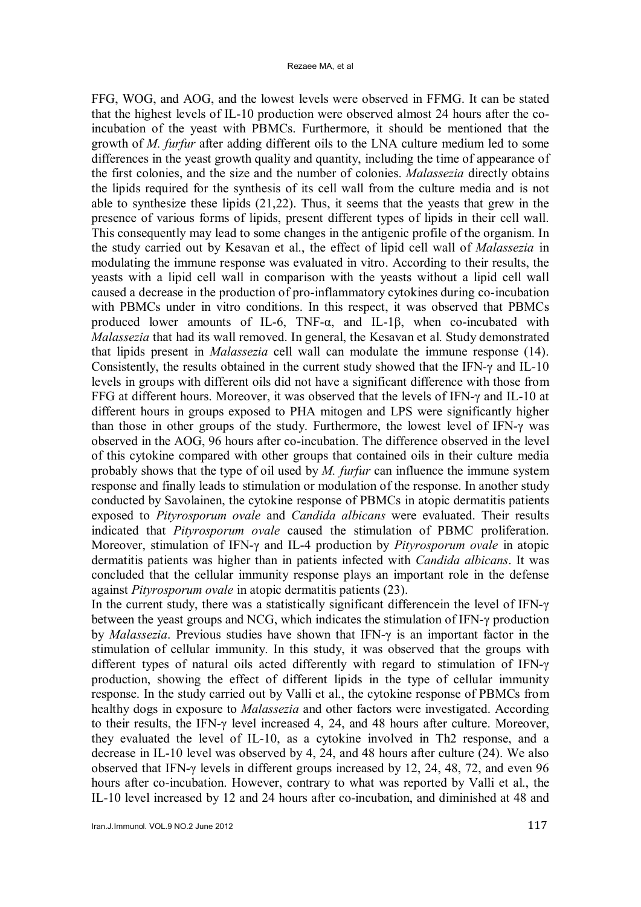FFG, WOG, and AOG, and the lowest levels were observed in FFMG. It can be stated that the highest levels of IL-10 production were observed almost 24 hours after the co-incubation of the yeast with PBMCs. Furthermore, it should be mentioned that the growth of *M. furfur* after adding different oils to the LNA culture medium led to some differences in the yeast growth quality and quantity, including the time of appearance of the first colonies, and the size and the number of colonies. *Malassezia* directly obtains the lipids required for the synthesis of its cell wall from the culture media and is not able to synthesize these lipids (21,22). Thus, it seems that the yeasts that grew in the presence of various forms of lipids, present different types of lipids in their cell wall. This consequently may lead to some changes in the antigenic profile of the organism. In the study carried out by Kesavan et al., the effect of lipid cell wall of *Malassezia* in modulating the immune response was evaluated in vitro. According to their results, the yeasts with a lipid cell wall in comparison with the yeasts without a lipid cell wall caused a decrease in the production of pro-inflammatory cytokines during co-incubation with PBMCs under in vitro conditions. In this respect, it was observed that PBMCs produced lower amounts of IL-6, TNF-α, and IL-1β, when co-incubated with *Malassezia* that had its wall removed. In general, the Kesavan et al. Study demonstrated that lipids present in *Malassezia* cell wall can modulate the immune response (14). Consistently, the results obtained in the current study showed that the IFN-γ and IL-10 levels in groups with different oils did not have a significant difference with those from FFG at different hours. Moreover, it was observed that the levels of IFN-γ and IL-10 at different hours in groups exposed to PHA mitogen and LPS were significantly higher than those in other groups of the study. Furthermore, the lowest level of IFN-γ was observed in the AOG, 96 hours after co-incubation. The difference observed in the level of this cytokine compared with other groups that contained oils in their culture media probably shows that the type of oil used by *M. furfur* can influence the immune system response and finally leads to stimulation or modulation of the response. In another study conducted by Savolainen, the cytokine response of PBMCs in atopic dermatitis patients exposed to *Pityrosporum ovale* and *Candida albicans* were evaluated. Their results indicated that *Pityrosporum ovale* caused the stimulation of PBMC proliferation. Moreover, stimulation of IFN-γ and IL-4 production by *Pityrosporum ovale* in atopic dermatitis patients was higher than in patients infected with *Candida albicans*. It was concluded that the cellular immunity response plays an important role in the defense against *Pityrosporum ovale* in atopic dermatitis patients (23).

In the current study, there was a statistically significant differencein the level of IFN-γ between the yeast groups and NCG, which indicates the stimulation of IFN-γ production by *Malassezia*. Previous studies have shown that IFN-γ is an important factor in the stimulation of cellular immunity. In this study, it was observed that the groups with different types of natural oils acted differently with regard to stimulation of IFN-γ production, showing the effect of different lipids in the type of cellular immunity response. In the study carried out by Valli et al., the cytokine response of PBMCs from healthy dogs in exposure to *Malassezia* and other factors were investigated. According to their results, the IFN-γ level increased 4, 24, and 48 hours after culture. Moreover, they evaluated the level of IL-10, as a cytokine involved in Th2 response, and a decrease in IL-10 level was observed by 4, 24, and 48 hours after culture (24). We also observed that IFN-γ levels in different groups increased by 12, 24, 48, 72, and even 96 hours after co-incubation. However, contrary to what was reported by Valli et al., the IL-10 level increased by 12 and 24 hours after co-incubation, and diminished at 48 and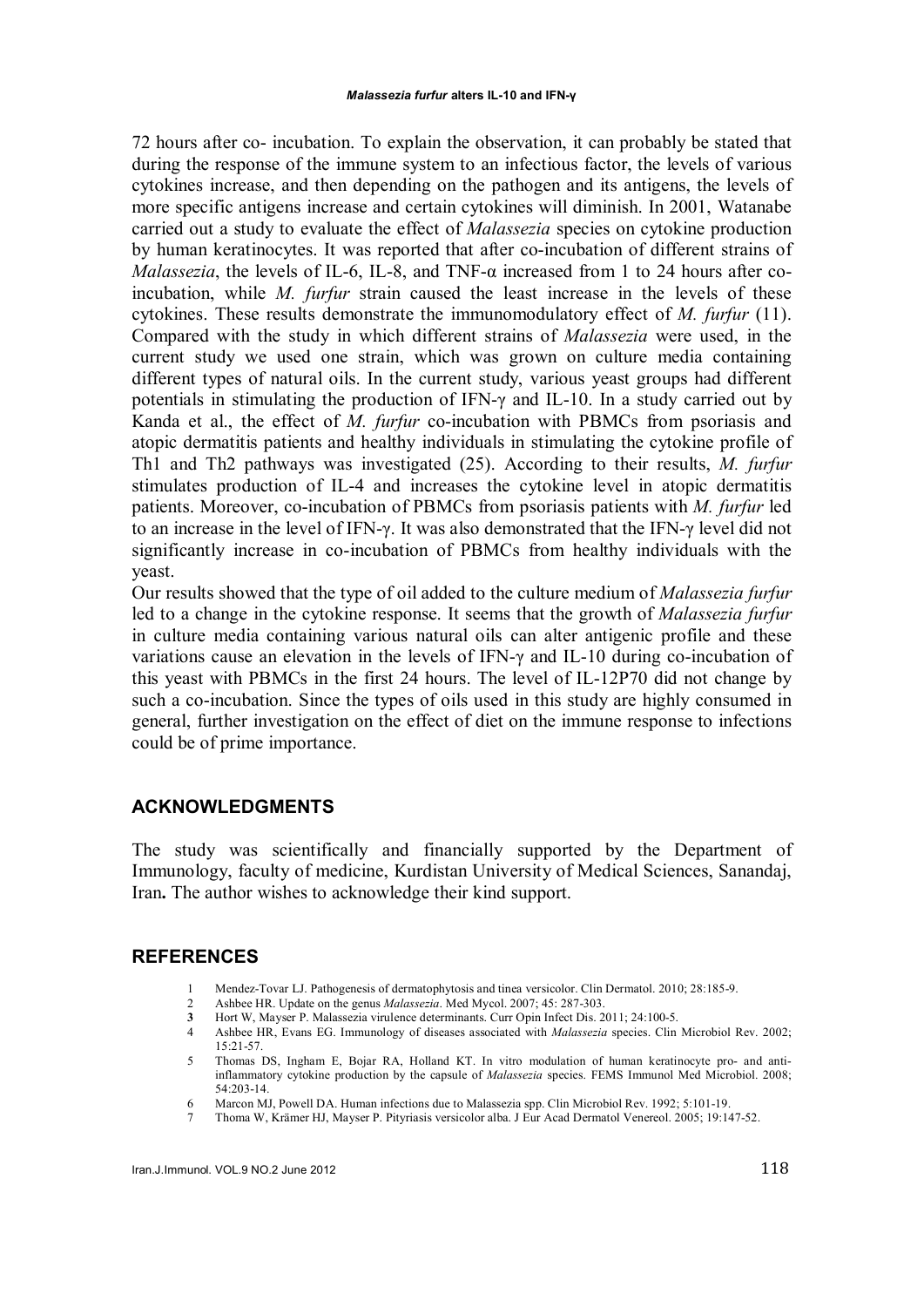72 hours after co- incubation. To explain the observation, it can probably be stated that during the response of the immune system to an infectious factor, the levels of various cytokines increase, and then depending on the pathogen and its antigens, the levels of more specific antigens increase and certain cytokines will diminish. In 2001, Watanabe carried out a study to evaluate the effect of *Malassezia* species on cytokine production by human keratinocytes. It was reported that after co-incubation of different strains of *Malassezia*, the levels of IL-6, IL-8, and TNF-α increased from 1 to 24 hours after co-incubation, while *M. furfur* strain caused the least increase in the levels of these cytokines. These results demonstrate the immunomodulatory effect of *M. furfur* (11). Compared with the study in which different strains of *Malassezia* were used, in the current study we used one strain, which was grown on culture media containing different types of natural oils. In the current study, various yeast groups had different potentials in stimulating the production of IFN-γ and IL-10. In a study carried out by Kanda et al., the effect of *M. furfur* co-incubation with PBMCs from psoriasis and atopic dermatitis patients and healthy individuals in stimulating the cytokine profile of Th1 and Th2 pathways was investigated (25). According to their results, *M. furfur* stimulates production of IL-4 and increases the cytokine level in atopic dermatitis patients. Moreover, co-incubation of PBMCs from psoriasis patients with *M. furfur* led to an increase in the level of IFN-γ. It was also demonstrated that the IFN-γ level did not significantly increase in co-incubation of PBMCs from healthy individuals with the yeast.

Our results showed that the type of oil added to the culture medium of *Malassezia furfur* led to a change in the cytokine response. It seems that the growth of *Malassezia furfur* in culture media containing various natural oils can alter antigenic profile and these variations cause an elevation in the levels of IFN-γ and IL-10 during co-incubation of this yeast with PBMCs in the first 24 hours. The level of IL-12P70 did not change by such a co-incubation. Since the types of oils used in this study are highly consumed in general, further investigation on the effect of diet on the immune response to infections could be of prime importance.

## ACKNOWLEDGMENTS

The study was scientifically and financially supported by the Department of Immunology, faculty of medicine, Kurdistan University of Medical Sciences, Sanandaj, Iran**.** The author wishes to acknowledge their kind support.

## REFERENCES

1. Mendez-Tovar LJ. Pathogenesis of dermatophytosis and tinea versicolor. Clin Dermatol. 2010; 28:185-9.
2. Ashbee HR. Update on the genus *Malassezia*. Med Mycol. 2007; 45: 287-303.
3. Hort W, Mayser P. Malassezia virulence determinants. Curr Opin Infect Dis. 2011; 24:100-5.
4. Ashbee HR, Evans EG. Immunology of diseases associated with *Malassezia* species. Clin Microbiol Rev. 2002; 15:21-57.
5. Thomas DS, Ingham E, Bojar RA, Holland KT. In vitro modulation of human keratinocyte pro- and anti-inflammatory cytokine production by the capsule of *Malassezia* species. FEMS Immunol Med Microbiol. 2008; 54:203-14.
6. Marcon MJ, Powell DA. Human infections due to Malassezia spp. Clin Microbiol Rev. 1992; 5:101-19.
7. Thoma W, Krämer HJ, Mayser P. Pityriasis versicolor alba. J Eur Acad Dermatol Venereol. 2005; 19:147-52.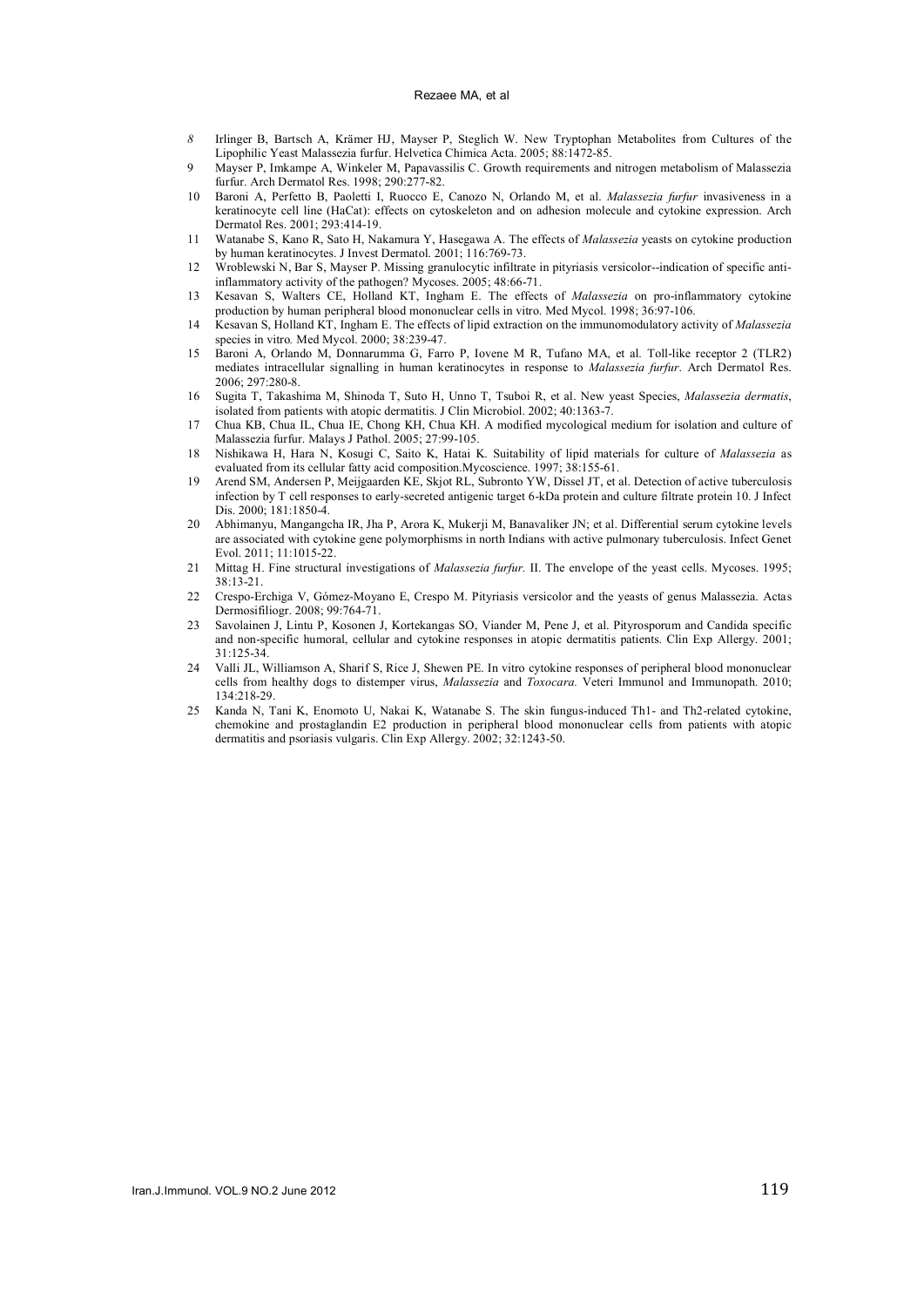8. Irlinger B, Bartsch A, Krämer HJ, Mayser P, Steglich W. New Tryptophan Metabolites from Cultures of the Lipophilic Yeast Malassezia furfur. Helvetica Chimica Acta. 2005; 88:1472-85.
9. Mayser P, Imkampe A, Winkeler M, Papavassilis C. Growth requirements and nitrogen metabolism of Malassezia furfur. Arch Dermatol Res. 1998; 290:277-82.
10. Baroni A, Perfetto B, Paoletti I, Ruocco E, Canozo N, Orlando M, et al. *Malassezia furfur* invasiveness in a keratinocyte cell line (HaCat): effects on cytoskeleton and on adhesion molecule and cytokine expression. Arch Dermatol Res. 2001; 293:414-19.
11. Watanabe S, Kano R, Sato H, Nakamura Y, Hasegawa A. The effects of *Malassezia* yeasts on cytokine production by human keratinocytes. J Invest Dermatol. 2001; 116:769-73.
12. Wroblewski N, Bar S, Mayser P. Missing granulocytic infiltrate in pityriasis versicolor--indication of specific anti-inflammatory activity of the pathogen? Mycoses. 2005; 48:66-71.
13. Kesavan S, Walters CE, Holland KT, Ingham E. The effects of *Malassezia* on pro-inflammatory cytokine production by human peripheral blood mononuclear cells in vitro. Med Mycol. 1998; 36:97-106.
14. Kesavan S, Holland KT, Ingham E. The effects of lipid extraction on the immunomodulatory activity of *Malassezia* species in vitro. Med Mycol. 2000; 38:239-47.
15. Baroni A, Orlando M, Donnarumma G, Farro P, Iovene M R, Tufano MA, et al. Toll-like receptor 2 (TLR2) mediates intracellular signalling in human keratinocytes in response to *Malassezia furfur*. Arch Dermatol Res. 2006; 297:280-8.
16. Sugita T, Takashima M, Shinoda T, Suto H, Unno T, Tsuboi R, et al. New yeast Species, *Malassezia dermatis*, isolated from patients with atopic dermatitis. J Clin Microbiol. 2002; 40:1363-7.
17. Chua KB, Chua IL, Chua IE, Chong KH, Chua KH. A modified mycological medium for isolation and culture of Malassezia furfur. Malays J Pathol. 2005; 27:99-105.
18. Nishikawa H, Hara N, Kosugi C, Saito K, Hatai K. Suitability of lipid materials for culture of *Malassezia* as evaluated from its cellular fatty acid composition.Mycoscience. 1997; 38:155-61.
19. Arend SM, Andersen P, Meijgaarden KE, Skjot RL, Subronto YW, Dissel JT, et al. Detection of active tuberculosis infection by T cell responses to early-secreted antigenic target 6-kDa protein and culture filtrate protein 10. J Infect Dis. 2000; 181:1850-4.
20. Abhimanyu, Mangangcha IR, Jha P, Arora K, Mukerji M, Banavaliker JN; et al. Differential serum cytokine levels are associated with cytokine gene polymorphisms in north Indians with active pulmonary tuberculosis. Infect Genet Evol. 2011; 11:1015-22.
21. Mittag H. Fine structural investigations of *Malassezia furfur*. II. The envelope of the yeast cells. Mycoses. 1995; 38:13-21.
22. Crespo-Erchiga V, Gómez-Moyano E, Crespo M. Pityriasis versicolor and the yeasts of genus Malassezia. Actas Dermosifiliogr. 2008; 99:764-71.
23. Savolainen J, Lintu P, Kosonen J, Kortekangas SO, Viander M, Pene J, et al. Pityrosporum and Candida specific and non-specific humoral, cellular and cytokine responses in atopic dermatitis patients. Clin Exp Allergy. 2001; 31:125-34.
24. Valli JL, Williamson A, Sharif S, Rice J, Shewen PE. In vitro cytokine responses of peripheral blood mononuclear cells from healthy dogs to distemper virus, *Malassezia* and *Toxocara.* Veteri Immunol and Immunopath. 2010; 134:218-29.
25. Kanda N, Tani K, Enomoto U, Nakai K, Watanabe S. The skin fungus-induced Th1- and Th2-related cytokine, chemokine and prostaglandin E2 production in peripheral blood mononuclear cells from patients with atopic dermatitis and psoriasis vulgaris. Clin Exp Allergy. 2002; 32:1243-50.